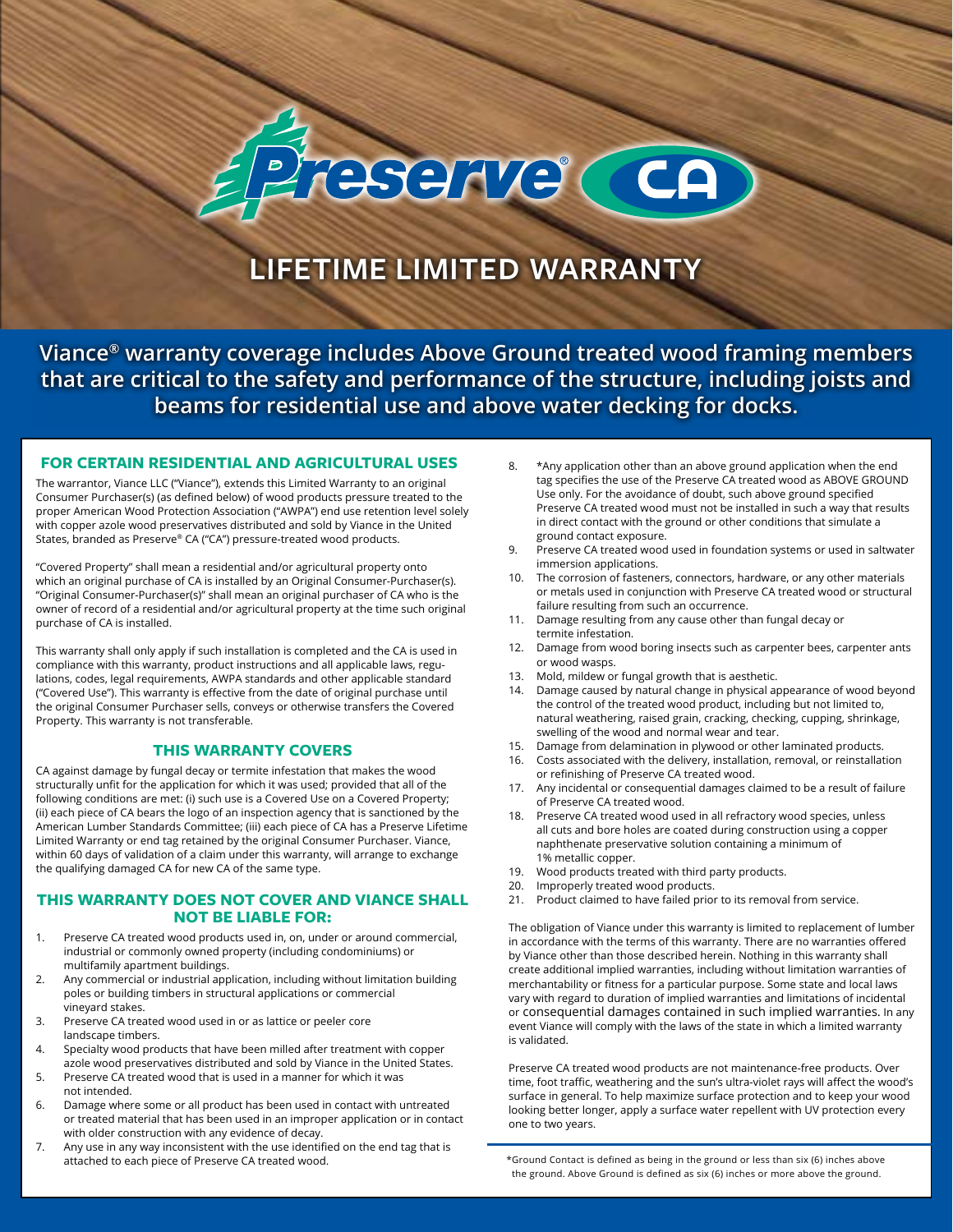# Preserve® CA

# LIFETIME LIMITED WARRANTY

**Viance® warranty coverage includes Above Ground treated wood framing members that are critical to the safety and performance of the structure, including joists and beams for residential use and above water decking for docks.**

## FOR CERTAIN RESIDENTIAL AND AGRICULTURAL USES

The warrantor, Viance LLC ("Viance"), extends this Limited Warranty to an original Consumer Purchaser(s) (as defined below) of wood products pressure treated to the proper American Wood Protection Association ("AWPA") end use retention level solely with copper azole wood preservatives distributed and sold by Viance in the United States, branded as Preserve® CA ("CA") pressure-treated wood products.

"Covered Property" shall mean a residential and/or agricultural property onto which an original purchase of CA is installed by an Original Consumer-Purchaser(s). "Original Consumer-Purchaser(s)" shall mean an original purchaser of CA who is the owner of record of a residential and/or agricultural property at the time such original purchase of CA is installed.

This warranty shall only apply if such installation is completed and the CA is used in compliance with this warranty, product instructions and all applicable laws, regulations, codes, legal requirements, AWPA standards and other applicable standard ("Covered Use"). This warranty is effective from the date of original purchase until the original Consumer Purchaser sells, conveys or otherwise transfers the Covered Property. This warranty is not transferable.

## THIS WARRANTY COVERS

CA against damage by fungal decay or termite infestation that makes the wood structurally unfit for the application for which it was used; provided that all of the following conditions are met: (i) such use is a Covered Use on a Covered Property; (ii) each piece of CA bears the logo of an inspection agency that is sanctioned by the American Lumber Standards Committee; (iii) each piece of CA has a Preserve Lifetime Limited Warranty or end tag retained by the original Consumer Purchaser. Viance, within 60 days of validation of a claim under this warranty, will arrange to exchange the qualifying damaged CA for new CA of the same type.

## THIS WARRANTY DOES NOT COVER AND VIANCE SHALL NOT BE LIABLE FOR:

1. Preserve CA treated wood products used in, on, under or around commercial, industrial or commonly owned property (including condominiums) or multifamily apartment buildings.
2. Any commercial or industrial application, including without limitation building poles or building timbers in structural applications or commercial vineyard stakes.
3. Preserve CA treated wood used in or as lattice or peeler core landscape timbers.
4. Specialty wood products that have been milled after treatment with copper azole wood preservatives distributed and sold by Viance in the United States.
5. Preserve CA treated wood that is used in a manner for which it was not intended.
6. Damage where some or all product has been used in contact with untreated or treated material that has been used in an improper application or in contact with older construction with any evidence of decay.
7. Any use in any way inconsistent with the use identified on the end tag that is attached to each piece of Preserve CA treated wood.
8. *Any application other than an above ground application when the end tag specifies the use of the Preserve CA treated wood as ABOVE GROUND Use only. For the avoidance of doubt, such above ground specified Preserve CA treated wood must not be installed in such a way that results in direct contact with the ground or other conditions that simulate a ground contact exposure.
9. Preserve CA treated wood used in foundation systems or used in saltwater immersion applications.
10. The corrosion of fasteners, connectors, hardware, or any other materials or metals used in conjunction with Preserve CA treated wood or structural failure resulting from such an occurrence.
11. Damage resulting from any cause other than fungal decay or termite infestation.
12. Damage from wood boring insects such as carpenter bees, carpenter ants or wood wasps.
13. Mold, mildew or fungal growth that is aesthetic.
14. Damage caused by natural change in physical appearance of wood beyond the control of the treated wood product, including but not limited to, natural weathering, raised grain, cracking, checking, cupping, shrinkage, swelling of the wood and normal wear and tear.
15. Damage from delamination in plywood or other laminated products.
16. Costs associated with the delivery, installation, removal, or reinstallation or refinishing of Preserve CA treated wood.
17. Any incidental or consequential damages claimed to be a result of failure of Preserve CA treated wood.
18. Preserve CA treated wood used in all refractory wood species, unless all cuts and bore holes are coated during construction using a copper naphthenate preservative solution containing a minimum of 1% metallic copper.
19. Wood products treated with third party products.
20. Improperly treated wood products.
21. Product claimed to have failed prior to its removal from service.

The obligation of Viance under this warranty is limited to replacement of lumber in accordance with the terms of this warranty. There are no warranties offered by Viance other than those described herein. Nothing in this warranty shall create additional implied warranties, including without limitation warranties of merchantability or fitness for a particular purpose. Some state and local laws vary with regard to duration of implied warranties and limitations of incidental or consequential damages contained in such implied warranties. In any event Viance will comply with the laws of the state in which a limited warranty is validated.

Preserve CA treated wood products are not maintenance-free products. Over time, foot traffic, weathering and the sun's ultra-violet rays will affect the wood's surface in general. To help maximize surface protection and to keep your wood looking better longer, apply a surface water repellent with UV protection every one to two years.

*Ground Contact is defined as being in the ground or less than six (6) inches above the ground. Above Ground is defined as six (6) inches or more above the ground.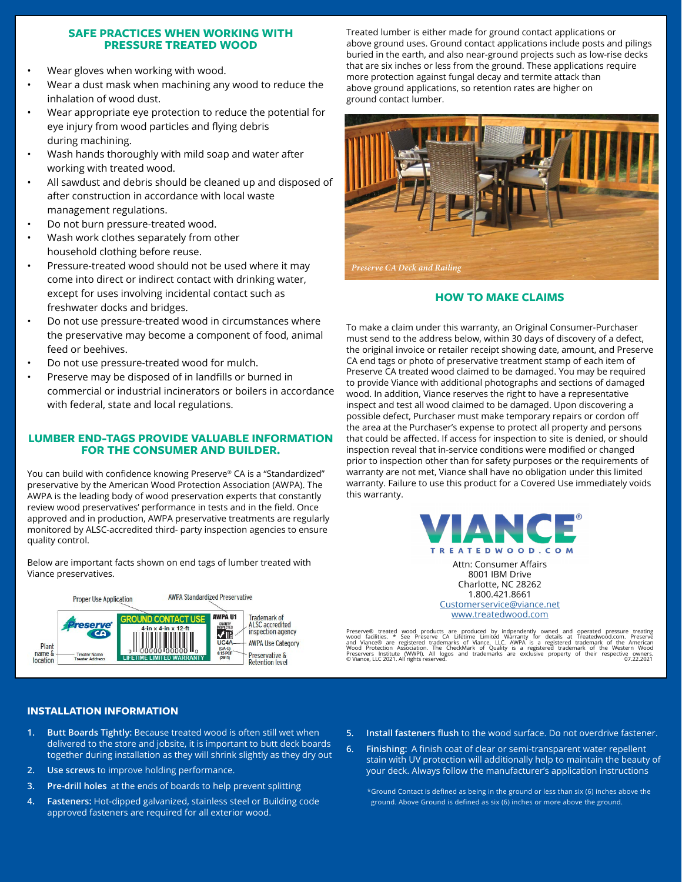## SAFE PRACTICES WHEN WORKING WITH PRESSURE TREATED WOOD

- Wear gloves when working with wood.
- Wear a dust mask when machining any wood to reduce the inhalation of wood dust.
- Wear appropriate eye protection to reduce the potential for eye injury from wood particles and flying debris during machining.
- Wash hands thoroughly with mild soap and water after working with treated wood.
- All sawdust and debris should be cleaned up and disposed of after construction in accordance with local waste management regulations.
- Do not burn pressure-treated wood.
- Wash work clothes separately from other household clothing before reuse.
- Pressure-treated wood should not be used where it may come into direct or indirect contact with drinking water, except for uses involving incidental contact such as freshwater docks and bridges.
- Do not use pressure-treated wood in circumstances where the preservative may become a component of food, animal feed or beehives.
- Do not use pressure-treated wood for mulch.
- Preserve may be disposed of in landfills or burned in commercial or industrial incinerators or boilers in accordance with federal, state and local regulations.

## LUMBER END-TAGS PROVIDE VALUABLE INFORMATION FOR THE CONSUMER AND BUILDER.

You can build with confidence knowing Preserve® CA is a "Standardized" preservative by the American Wood Protection Association (AWPA). The AWPA is the leading body of wood preservation experts that constantly review wood preservatives' performance in tests and in the field. Once approved and in production, AWPA preservative treatments are regularly monitored by ALSC-accredited third- party inspection agencies to ensure quality control.

Below are important facts shown on end tags of lumber treated with Viance preservatives.

Proper Use Application
AWPA Standardized Preservative
Plant name & location
Treater Name
Treater Address
GROUND CONTACT USE
4-in x 4-in x 12-ft
LIFETIME LIMITED WARRANTY
AWPA U1
UC4A (CA-C) 0.15 PCF (2013)
Trademark of ALSC accredited inspection agency
AWPA Use Category
Preservative & Retention level

Treated lumber is either made for ground contact applications or above ground uses. Ground contact applications include posts and pilings buried in the earth, and also near-ground projects such as low-rise decks that are six inches or less from the ground. These applications require more protection against fungal decay and termite attack than above ground applications, so retention rates are higher on ground contact lumber.

*Preserve CA Deck and Railing*

## HOW TO MAKE CLAIMS

To make a claim under this warranty, an Original Consumer-Purchaser must send to the address below, within 30 days of discovery of a defect, the original invoice or retailer receipt showing date, amount, and Preserve CA end tags or photo of preservative treatment stamp of each item of Preserve CA treated wood claimed to be damaged. You may be required to provide Viance with additional photographs and sections of damaged wood. In addition, Viance reserves the right to have a representative inspect and test all wood claimed to be damaged. Upon discovering a possible defect, Purchaser must make temporary repairs or cordon off the area at the Purchaser's expense to protect all property and persons that could be affected. If access for inspection to site is denied, or should inspection reveal that in-service conditions were modified or changed prior to inspection other than for safety purposes or the requirements of warranty are not met, Viance shall have no obligation under this limited warranty. Failure to use this product for a Covered Use immediately voids this warranty.

VIANCE®
TREATEDWOOD.COM

Attn: Consumer Affairs
8001 IBM Drive
Charlotte, NC 28262
1.800.421.8661
Customerservice@viance.net
www.treatedwood.com

Preserve® treated wood products are produced by indpendently owned and operated pressure treating wood facilities. * See Preserve CA Lifetime Limited Warranty for details at Treatedwood.com. Preserve and Viance® are registered trademarks of Viance, LLC. AWPA is a registered trademark of the American Wood Protection Association. The CheckMark of Quality is a registered trademark of the Western Wood Preservers Institute (WWPI). All logos and trademarks are exclusive property of their respective owners. © Viance, LLC 2021. All rights reserved. 07.22.2021

## INSTALLATION INFORMATION

1. **Butt Boards Tightly:** Because treated wood is often still wet when delivered to the store and jobsite, it is important to butt deck boards together during installation as they will shrink slightly as they dry out
2. **Use screws** to improve holding performance.
3. **Pre-drill holes** at the ends of boards to help prevent splitting
4. **Fasteners:** Hot-dipped galvanized, stainless steel or Building code approved fasteners are required for all exterior wood.
5. **Install fasteners flush** to the wood surface. Do not overdrive fastener.
6. **Finishing:** A finish coat of clear or semi-transparent water repellent stain with UV protection will additionally help to maintain the beauty of your deck. Always follow the manufacturer's application instructions

*Ground Contact is defined as being in the ground or less than six (6) inches above the ground. Above Ground is defined as six (6) inches or more above the ground.